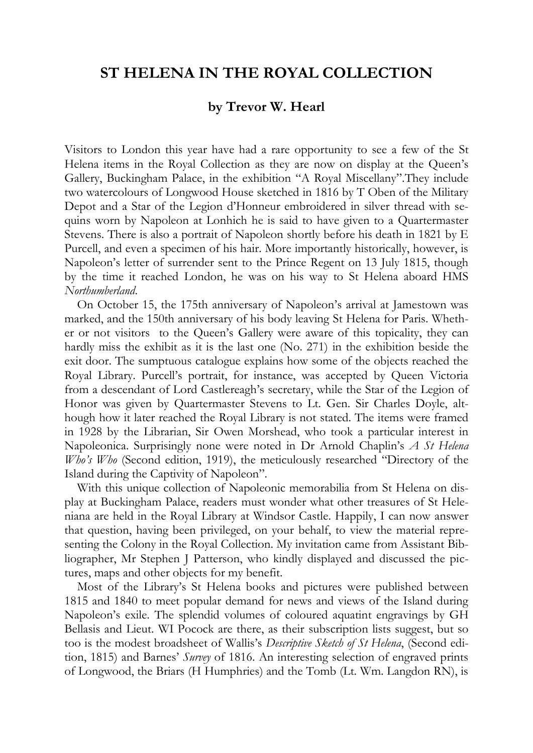# ST HELENA IN THE ROYAL COLLECTION

**by Trevor W. Hearl**

Visitors to London this year have had a rare opportunity to see a few of the St Helena items in the Royal Collection as they are now on display at the Queen's Gallery, Buckingham Palace, in the exhibition "A Royal Miscellany".They include two watercolours of Longwood House sketched in 1816 by T Oben of the Military Depot and a Star of the Legion d'Honneur embroidered in silver thread with sequins worn by Napoleon at Lonhich he is said to have given to a Quartermaster Stevens. There is also a portrait of Napoleon shortly before his death in 1821 by E Purcell, and even a specimen of his hair. More importantly historically, however, is Napoleon's letter of surrender sent to the Prince Regent on 13 July 1815, though by the time it reached London, he was on his way to St Helena aboard HMS *Northumberland*.

On October 15, the 175th anniversary of Napoleon's arrival at Jamestown was marked, and the 150th anniversary of his body leaving St Helena for Paris. Whether or not visitors to the Queen's Gallery were aware of this topicality, they can hardly miss the exhibit as it is the last one (No. 271) in the exhibition beside the exit door. The sumptuous catalogue explains how some of the objects reached the Royal Library. Purcell's portrait, for instance, was accepted by Queen Victoria from a descendant of Lord Castlereagh's secretary, while the Star of the Legion of Honor was given by Quartermaster Stevens to Lt. Gen. Sir Charles Doyle, although how it later reached the Royal Library is not stated. The items were framed in 1928 by the Librarian, Sir Owen Morshead, who took a particular interest in Napoleonica. Surprisingly none were noted in Dr Arnold Chaplin's *A St Helena Who's Who* (Second edition, 1919), the meticulously researched "Directory of the Island during the Captivity of Napoleon".

With this unique collection of Napoleonic memorabilia from St Helena on display at Buckingham Palace, readers must wonder what other treasures of St Heleniana are held in the Royal Library at Windsor Castle. Happily, I can now answer that question, having been privileged, on your behalf, to view the material representing the Colony in the Royal Collection. My invitation came from Assistant Bibliographer, Mr Stephen J Patterson, who kindly displayed and discussed the pictures, maps and other objects for my benefit.

Most of the Library's St Helena books and pictures were published between 1815 and 1840 to meet popular demand for news and views of the Island during Napoleon's exile. The splendid volumes of coloured aquatint engravings by GH Bellasis and Lieut. WI Pocock are there, as their subscription lists suggest, but so too is the modest broadsheet of Wallis's *Descriptive Sketch of St Helena*, (Second edition, 1815) and Barnes' *Survey* of 1816. An interesting selection of engraved prints of Longwood, the Briars (H Humphries) and the Tomb (Lt. Wm. Langdon RN), is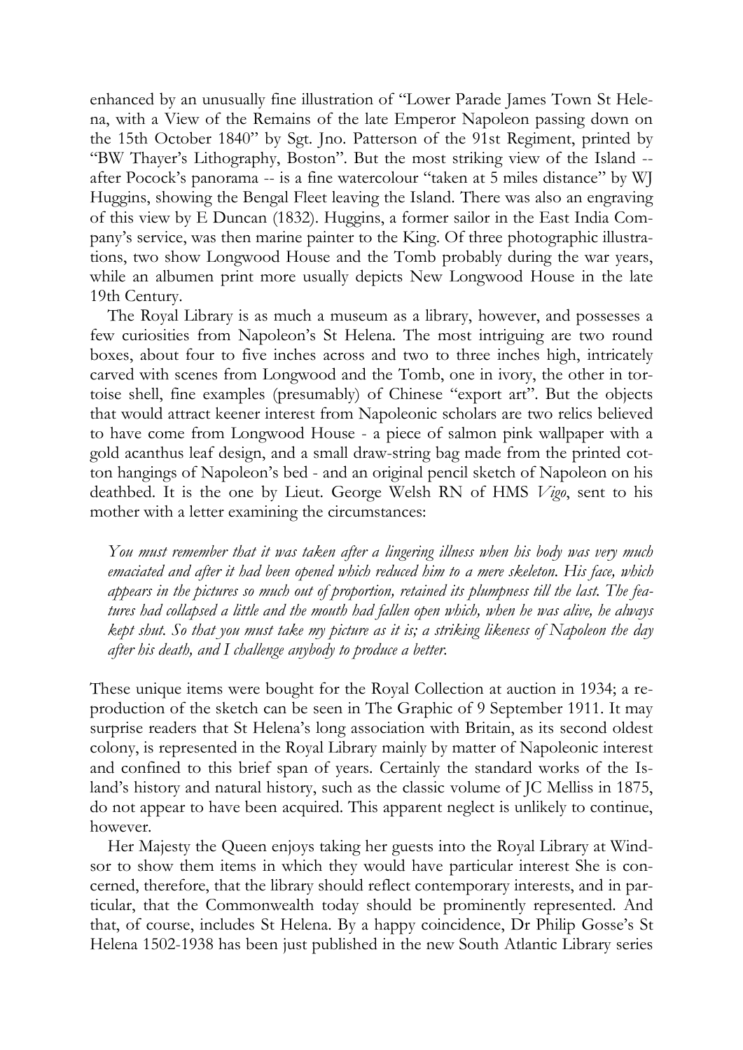enhanced by an unusually fine illustration of "Lower Parade James Town St Helena, with a View of the Remains of the late Emperor Napoleon passing down on the 15th October 1840" by Sgt. Jno. Patterson of the 91st Regiment, printed by "BW Thayer's Lithography, Boston". But the most striking view of the Island -- after Pocock's panorama -- is a fine watercolour "taken at 5 miles distance" by WJ Huggins, showing the Bengal Fleet leaving the Island. There was also an engraving of this view by E Duncan (1832). Huggins, a former sailor in the East India Company's service, was then marine painter to the King. Of three photographic illustrations, two show Longwood House and the Tomb probably during the war years, while an albumen print more usually depicts New Longwood House in the late 19th Century.

The Royal Library is as much a museum as a library, however, and possesses a few curiosities from Napoleon's St Helena. The most intriguing are two round boxes, about four to five inches across and two to three inches high, intricately carved with scenes from Longwood and the Tomb, one in ivory, the other in tortoise shell, fine examples (presumably) of Chinese "export art". But the objects that would attract keener interest from Napoleonic scholars are two relics believed to have come from Longwood House - a piece of salmon pink wallpaper with a gold acanthus leaf design, and a small draw-string bag made from the printed cotton hangings of Napoleon's bed - and an original pencil sketch of Napoleon on his deathbed. It is the one by Lieut. George Welsh RN of HMS *Vigo*, sent to his mother with a letter examining the circumstances:

> *You must remember that it was taken after a lingering illness when his body was very much emaciated and after it had been opened which reduced him to a mere skeleton. His face, which appears in the pictures so much out of proportion, retained its plumpness till the last. The features had collapsed a little and the mouth had fallen open which, when he was alive, he always kept shut. So that you must take my picture as it is; a striking likeness of Napoleon the day after his death, and I challenge anybody to produce a better.*

These unique items were bought for the Royal Collection at auction in 1934; a reproduction of the sketch can be seen in The Graphic of 9 September 1911. It may surprise readers that St Helena's long association with Britain, as its second oldest colony, is represented in the Royal Library mainly by matter of Napoleonic interest and confined to this brief span of years. Certainly the standard works of the Island's history and natural history, such as the classic volume of JC Melliss in 1875, do not appear to have been acquired. This apparent neglect is unlikely to continue, however.

Her Majesty the Queen enjoys taking her guests into the Royal Library at Windsor to show them items in which they would have particular interest She is concerned, therefore, that the library should reflect contemporary interests, and in particular, that the Commonwealth today should be prominently represented. And that, of course, includes St Helena. By a happy coincidence, Dr Philip Gosse's St Helena 1502-1938 has been just published in the new South Atlantic Library series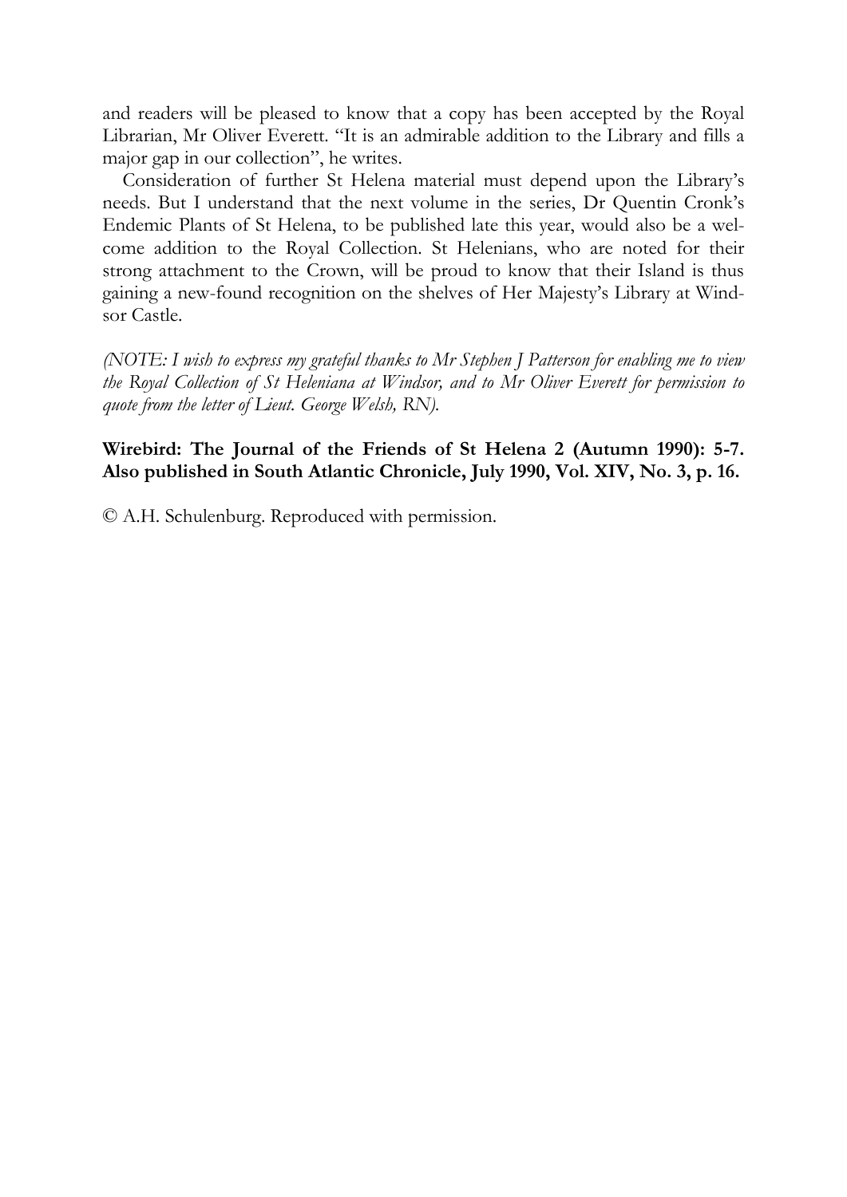and readers will be pleased to know that a copy has been accepted by the Royal Librarian, Mr Oliver Everett. "It is an admirable addition to the Library and fills a major gap in our collection", he writes.

Consideration of further St Helena material must depend upon the Library's needs. But I understand that the next volume in the series, Dr Quentin Cronk's Endemic Plants of St Helena, to be published late this year, would also be a welcome addition to the Royal Collection. St Helenians, who are noted for their strong attachment to the Crown, will be proud to know that their Island is thus gaining a new-found recognition on the shelves of Her Majesty's Library at Windsor Castle.

*(NOTE: I wish to express my grateful thanks to Mr Stephen J Patterson for enabling me to view the Royal Collection of St Heleniana at Windsor, and to Mr Oliver Everett for permission to quote from the letter of Lieut. George Welsh, RN).*

**Wirebird: The Journal of the Friends of St Helena 2 (Autumn 1990): 5-7. Also published in South Atlantic Chronicle, July 1990, Vol. XIV, No. 3, p. 16.**

© A.H. Schulenburg. Reproduced with permission.